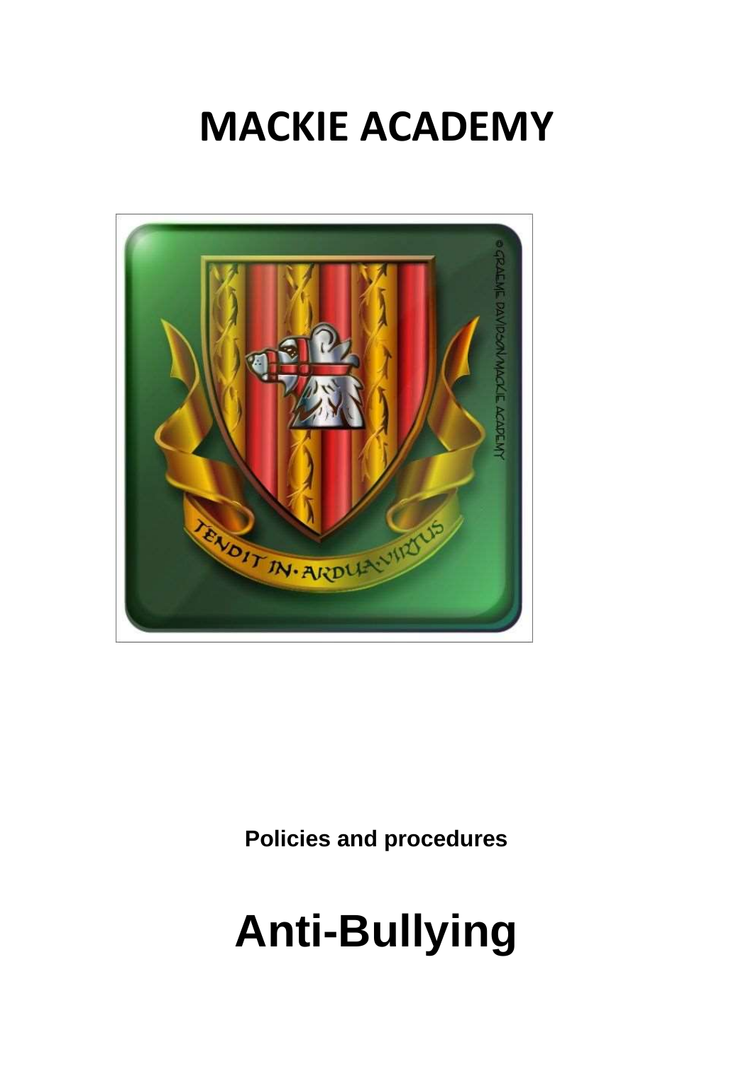# MACKIE ACADEMY

**Policies and procedures**

# Anti-Bullying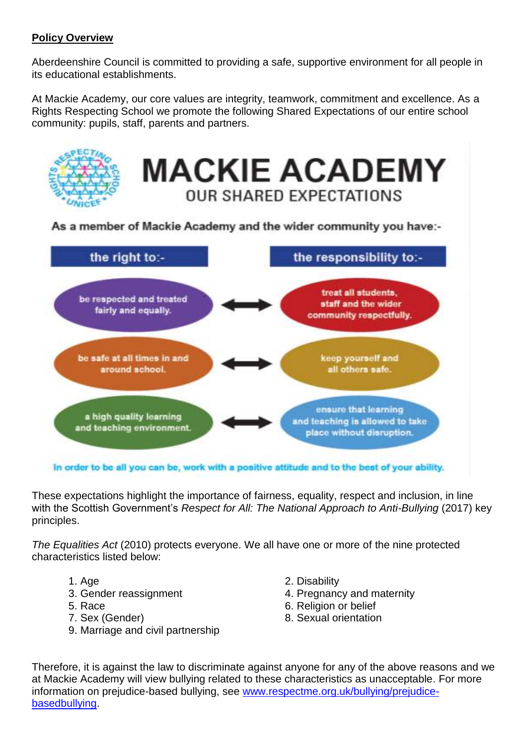**Policy Overview**

Aberdeenshire Council is committed to providing a safe, supportive environment for all people in its educational establishments.

At Mackie Academy, our core values are integrity, teamwork, commitment and excellence. As a Rights Respecting School we promote the following Shared Expectations of our entire school community: pupils, staff, parents and partners.

# MACKIE ACADEMY
## OUR SHARED EXPECTATIONS

As a member of Mackie Academy and the wider community you have:-

| the right to:- | | the responsibility to:- |
|---|---|---|
| be respected and treated fairly and equally. | ⟷ | treat all students, staff and the wider community respectfully. |
| be safe at all times in and around school. | ⟷ | keep yourself and all others safe. |
| a high quality learning and teaching environment. | ⟷ | ensure that learning and teaching is allowed to take place without disruption. |

In order to be all you can be, work with a positive attitude and to the best of your ability.

These expectations highlight the importance of fairness, equality, respect and inclusion, in line with the Scottish Government's *Respect for All: The National Approach to Anti-Bullying* (2017) key principles.

*The Equalities Act* (2010) protects everyone. We all have one or more of the nine protected characteristics listed below:

1. Age
2. Disability
3. Gender reassignment
4. Pregnancy and maternity
5. Race
6. Religion or belief
7. Sex (Gender)
8. Sexual orientation
9. Marriage and civil partnership

Therefore, it is against the law to discriminate against anyone for any of the above reasons and we at Mackie Academy will view bullying related to these characteristics as unacceptable. For more information on prejudice-based bullying, see [www.respectme.org.uk/bullying/prejudice-basedbullying](www.respectme.org.uk/bullying/prejudice-basedbullying).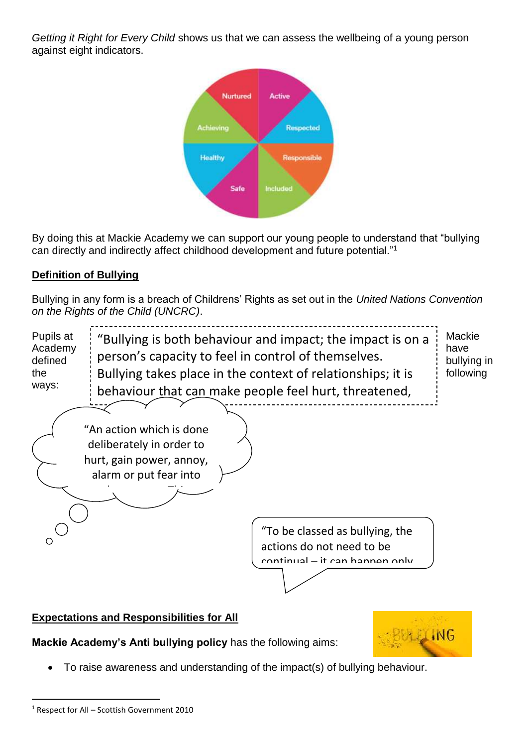*Getting it Right for Every Child* shows us that we can assess the wellbeing of a young person against eight indicators.

Nurtured, Active, Respected, Responsible, Included, Safe, Healthy, Achieving

By doing this at Mackie Academy we can support our young people to understand that "bullying can directly and indirectly affect childhood development and future potential."[1]

## Definition of Bullying

Bullying in any form is a breach of Childrens' Rights as set out in the *United Nations Convention on the Rights of the Child (UNCRC)*.

Mackie have bullying in following

"Bullying is both behaviour and impact; the impact is on a person's capacity to feel in control of themselves. Bullying takes place in the context of relationships; it is behaviour that can make people feel hurt, threatened,

Pupils at Academy defined the ways:

"An action which is done deliberately in order to hurt, gain power, annoy, alarm or put fear into

"To be classed as bullying, the actions do not need to be continual – it can happen only

## Expectations and Responsibilities for All

**Mackie Academy's Anti bullying policy** has the following aims:

- To raise awareness and understanding of the impact(s) of bullying behaviour.

[1] Respect for All – Scottish Government 2010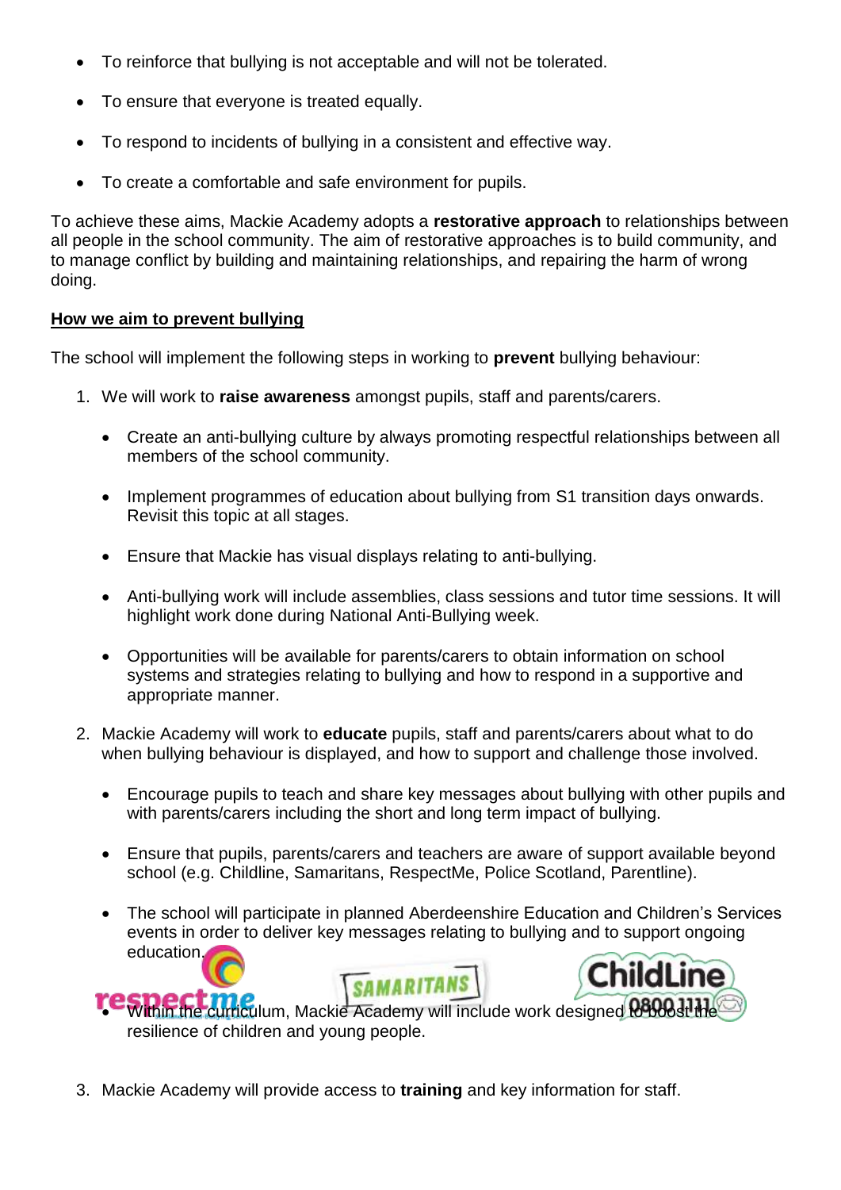- To reinforce that bullying is not acceptable and will not be tolerated.
- To ensure that everyone is treated equally.
- To respond to incidents of bullying in a consistent and effective way.
- To create a comfortable and safe environment for pupils.

To achieve these aims, Mackie Academy adopts a **restorative approach** to relationships between all people in the school community. The aim of restorative approaches is to build community, and to manage conflict by building and maintaining relationships, and repairing the harm of wrong doing.

**How we aim to prevent bullying**

The school will implement the following steps in working to **prevent** bullying behaviour:

1. We will work to **raise awareness** amongst pupils, staff and parents/carers.
   - Create an anti-bullying culture by always promoting respectful relationships between all members of the school community.
   - Implement programmes of education about bullying from S1 transition days onwards. Revisit this topic at all stages.
   - Ensure that Mackie has visual displays relating to anti-bullying.
   - Anti-bullying work will include assemblies, class sessions and tutor time sessions. It will highlight work done during National Anti-Bullying week.
   - Opportunities will be available for parents/carers to obtain information on school systems and strategies relating to bullying and how to respond in a supportive and appropriate manner.
2. Mackie Academy will work to **educate** pupils, staff and parents/carers about what to do when bullying behaviour is displayed, and how to support and challenge those involved.
   - Encourage pupils to teach and share key messages about bullying with other pupils and with parents/carers including the short and long term impact of bullying.
   - Ensure that pupils, parents/carers and teachers are aware of support available beyond school (e.g. Childline, Samaritans, RespectMe, Police Scotland, Parentline).
   - The school will participate in planned Aberdeenshire Education and Children's Services events in order to deliver key messages relating to bullying and to support ongoing education.
   - Within the curriculum, Mackie Academy will include work designed to boost the resilience of children and young people.
3. Mackie Academy will provide access to **training** and key information for staff.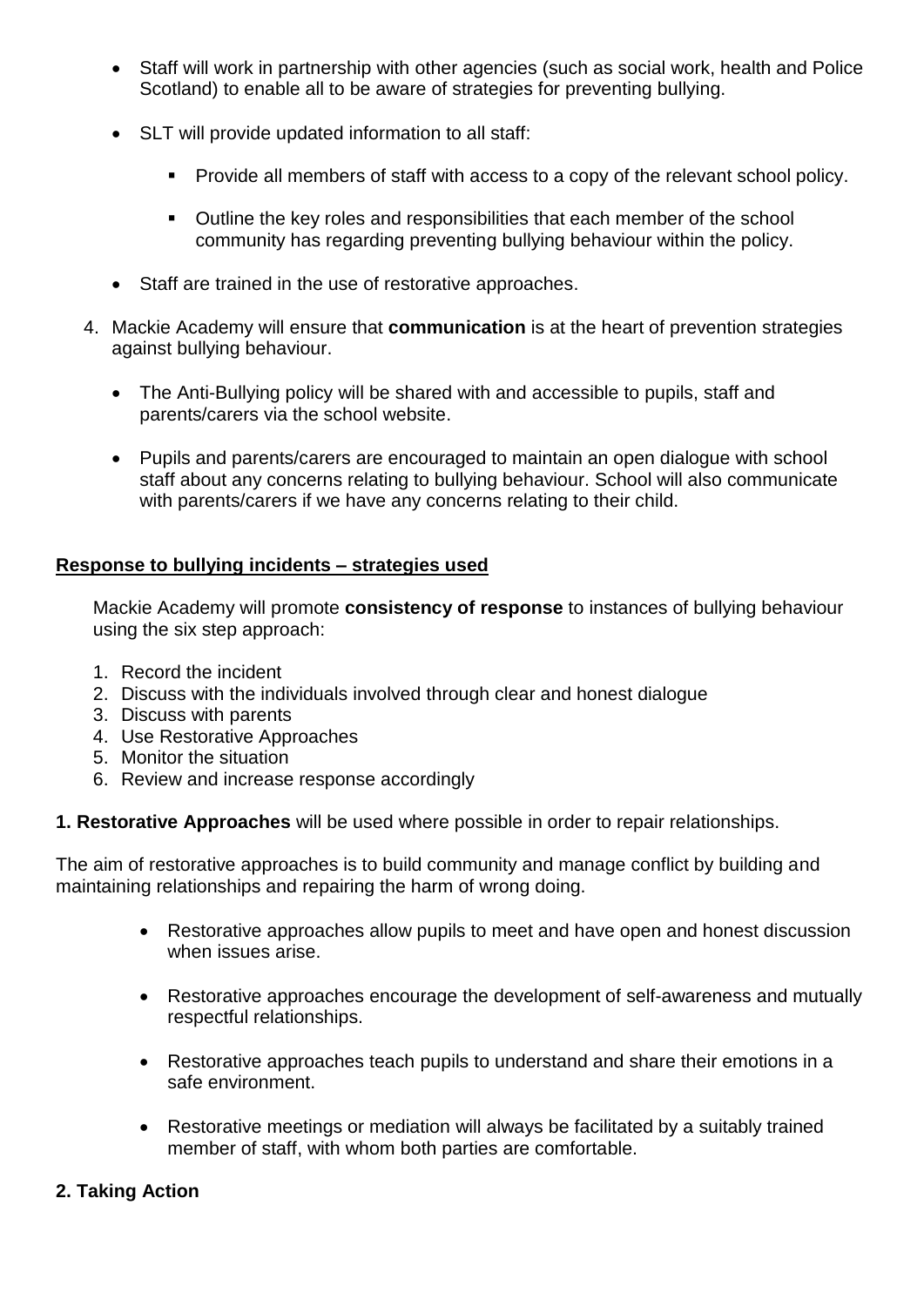- Staff will work in partnership with other agencies (such as social work, health and Police Scotland) to enable all to be aware of strategies for preventing bullying.

- SLT will provide updated information to all staff:

    - Provide all members of staff with access to a copy of the relevant school policy.

    - Outline the key roles and responsibilities that each member of the school community has regarding preventing bullying behaviour within the policy.

- Staff are trained in the use of restorative approaches.

4. Mackie Academy will ensure that **communication** is at the heart of prevention strategies against bullying behaviour.

    - The Anti-Bullying policy will be shared with and accessible to pupils, staff and parents/carers via the school website.

    - Pupils and parents/carers are encouraged to maintain an open dialogue with school staff about any concerns relating to bullying behaviour. School will also communicate with parents/carers if we have any concerns relating to their child.

## Response to bullying incidents – strategies used

Mackie Academy will promote **consistency of response** to instances of bullying behaviour using the six step approach:

1. Record the incident
2. Discuss with the individuals involved through clear and honest dialogue
3. Discuss with parents
4. Use Restorative Approaches
5. Monitor the situation
6. Review and increase response accordingly

**1. Restorative Approaches** will be used where possible in order to repair relationships.

The aim of restorative approaches is to build community and manage conflict by building and maintaining relationships and repairing the harm of wrong doing.

- Restorative approaches allow pupils to meet and have open and honest discussion when issues arise.

- Restorative approaches encourage the development of self-awareness and mutually respectful relationships.

- Restorative approaches teach pupils to understand and share their emotions in a safe environment.

- Restorative meetings or mediation will always be facilitated by a suitably trained member of staff, with whom both parties are comfortable.

**2. Taking Action**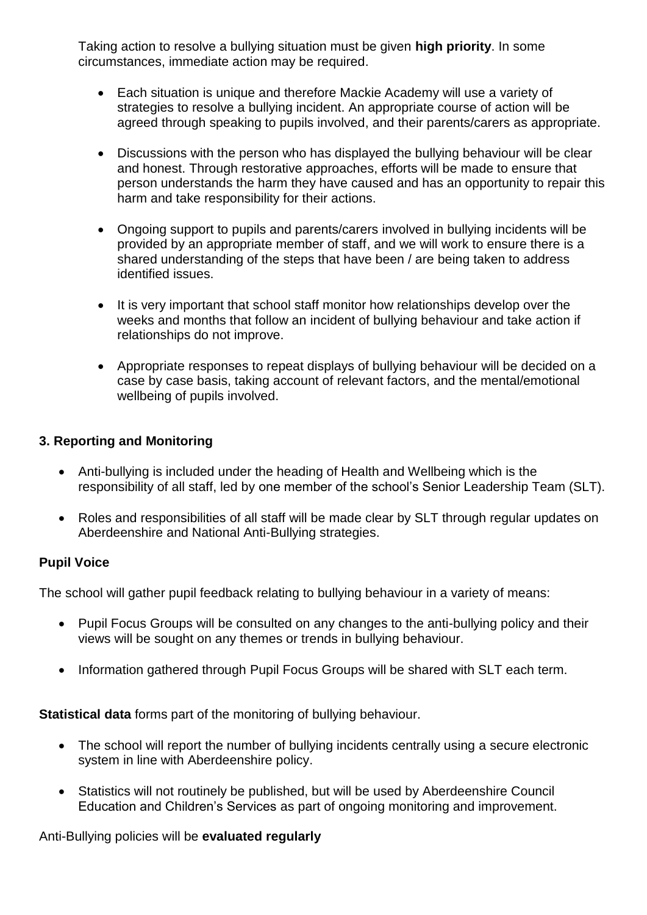Taking action to resolve a bullying situation must be given **high priority**. In some circumstances, immediate action may be required.

- Each situation is unique and therefore Mackie Academy will use a variety of strategies to resolve a bullying incident. An appropriate course of action will be agreed through speaking to pupils involved, and their parents/carers as appropriate.
- Discussions with the person who has displayed the bullying behaviour will be clear and honest. Through restorative approaches, efforts will be made to ensure that person understands the harm they have caused and has an opportunity to repair this harm and take responsibility for their actions.
- Ongoing support to pupils and parents/carers involved in bullying incidents will be provided by an appropriate member of staff, and we will work to ensure there is a shared understanding of the steps that have been / are being taken to address identified issues.
- It is very important that school staff monitor how relationships develop over the weeks and months that follow an incident of bullying behaviour and take action if relationships do not improve.
- Appropriate responses to repeat displays of bullying behaviour will be decided on a case by case basis, taking account of relevant factors, and the mental/emotional wellbeing of pupils involved.

### 3. Reporting and Monitoring

- Anti-bullying is included under the heading of Health and Wellbeing which is the responsibility of all staff, led by one member of the school's Senior Leadership Team (SLT).
- Roles and responsibilities of all staff will be made clear by SLT through regular updates on Aberdeenshire and National Anti-Bullying strategies.

**Pupil Voice**

The school will gather pupil feedback relating to bullying behaviour in a variety of means:

- Pupil Focus Groups will be consulted on any changes to the anti-bullying policy and their views will be sought on any themes or trends in bullying behaviour.
- Information gathered through Pupil Focus Groups will be shared with SLT each term.

**Statistical data** forms part of the monitoring of bullying behaviour.

- The school will report the number of bullying incidents centrally using a secure electronic system in line with Aberdeenshire policy.
- Statistics will not routinely be published, but will be used by Aberdeenshire Council Education and Children's Services as part of ongoing monitoring and improvement.

Anti-Bullying policies will be **evaluated regularly**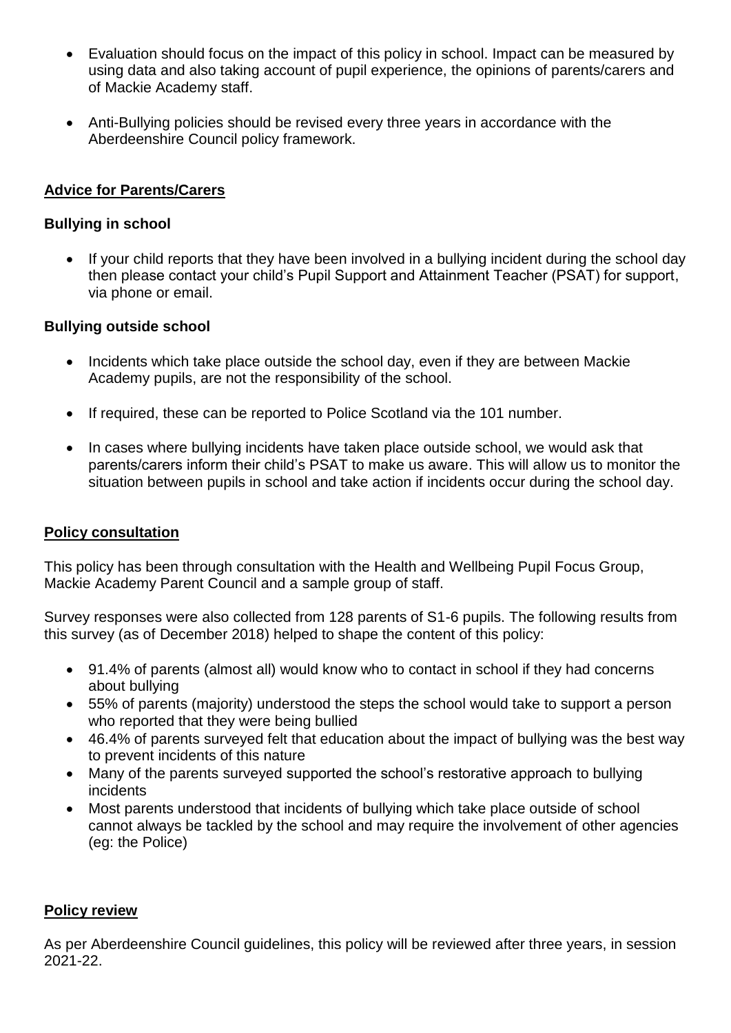- Evaluation should focus on the impact of this policy in school. Impact can be measured by using data and also taking account of pupil experience, the opinions of parents/carers and of Mackie Academy staff.

- Anti-Bullying policies should be revised every three years in accordance with the Aberdeenshire Council policy framework.

## Advice for Parents/Carers

### Bullying in school

- If your child reports that they have been involved in a bullying incident during the school day then please contact your child's Pupil Support and Attainment Teacher (PSAT) for support, via phone or email.

### Bullying outside school

- Incidents which take place outside the school day, even if they are between Mackie Academy pupils, are not the responsibility of the school.

- If required, these can be reported to Police Scotland via the 101 number.

- In cases where bullying incidents have taken place outside school, we would ask that parents/carers inform their child's PSAT to make us aware. This will allow us to monitor the situation between pupils in school and take action if incidents occur during the school day.

## Policy consultation

This policy has been through consultation with the Health and Wellbeing Pupil Focus Group, Mackie Academy Parent Council and a sample group of staff.

Survey responses were also collected from 128 parents of S1-6 pupils. The following results from this survey (as of December 2018) helped to shape the content of this policy:

- 91.4% of parents (almost all) would know who to contact in school if they had concerns about bullying
- 55% of parents (majority) understood the steps the school would take to support a person who reported that they were being bullied
- 46.4% of parents surveyed felt that education about the impact of bullying was the best way to prevent incidents of this nature
- Many of the parents surveyed supported the school's restorative approach to bullying incidents
- Most parents understood that incidents of bullying which take place outside of school cannot always be tackled by the school and may require the involvement of other agencies (eg: the Police)

## Policy review

As per Aberdeenshire Council guidelines, this policy will be reviewed after three years, in session 2021-22.